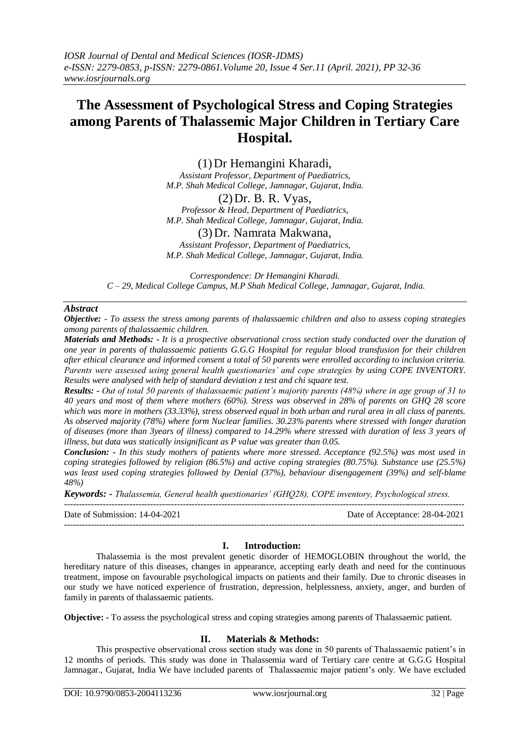# The Assessment of Psychological Stress and Coping Strategies among Parents of Thalassemic Major Children in Tertiary Care Hospital.

(1) Dr Hemangini Kharadi,
*Assistant Professor, Department of Paediatrics, M.P. Shah Medical College, Jamnagar, Gujarat, India.*

(2) Dr. B. R. Vyas,
*Professor & Head, Department of Paediatrics, M.P. Shah Medical College, Jamnagar, Gujarat, India.*

(3) Dr. Namrata Makwana,
*Assistant Professor, Department of Paediatrics, M.P. Shah Medical College, Jamnagar, Gujarat, India.*

*Correspondence: Dr Hemangini Kharadi.*
*C – 29, Medical College Campus, M.P Shah Medical College, Jamnagar, Gujarat, India.*

## *Abstract*

***Objective: -*** *To assess the stress among parents of thalassaemic children and also to assess coping strategies among parents of thalassaemic children.*

***Materials and Methods: -*** *It is a prospective observational cross section study conducted over the duration of one year in parents of thalassaemic patients G.G.G Hospital for regular blood transfusion for their children after ethical clearance and informed consent a total of 50 parents were enrolled according to inclusion criteria. Parents were assessed using general health questionaries' and cope strategies by using COPE INVENTORY. Results were analysed with help of standard deviation z test and chi square test.*

***Results: -*** *Out of total 50 parents of thalassaemic patient's majority parents (48%) where in age group of 31 to 40 years and most of them where mothers (60%). Stress was observed in 28% of parents on GHQ 28 score which was more in mothers (33.33%), stress observed equal in both urban and rural area in all class of parents. As observed majority (78%) where form Nuclear families. 30.23% parents where stressed with longer duration of diseases (more than 3years of illness) compared to 14.29% where stressed with duration of less 3 years of illness, but data was statically insignificant as P value was greater than 0.05.*

***Conclusion: -*** *In this study mothers of patients where more stressed. Acceptance (92.5%) was most used in coping strategies followed by religion (86.5%) and active coping strategies (80.75%). Substance use (25.5%) was least used coping strategies followed by Denial (37%), behaviour disengagement (39%) and self-blame 48%)*

***Keywords: -*** *Thalassemia, General health questionaries' (GHQ28), COPE inventory, Psychological stress.*

---

Date of Submission: 14-04-2021 Date of Acceptance: 28-04-2021

---

## I. Introduction:

Thalassemia is the most prevalent genetic disorder of HEMOGLOBIN throughout the world, the hereditary nature of this diseases, changes in appearance, accepting early death and need for the continuous treatment, impose on favourable psychological impacts on patients and their family. Due to chronic diseases in our study we have noticed experience of frustration, depression, helplessness, anxiety, anger, and burden of family in parents of thalassaemic patients.

**Objective: -** To assess the psychological stress and coping strategies among parents of Thalassaemic patient.

## II. Materials & Methods:

This prospective observational cross section study was done in 50 parents of Thalassaemic patient's in 12 months of periods. This study was done in Thalassemia ward of Tertiary care centre at G.G.G Hospital Jamnagar., Gujarat, India We have included parents of Thalassaemic major patient's only. We have excluded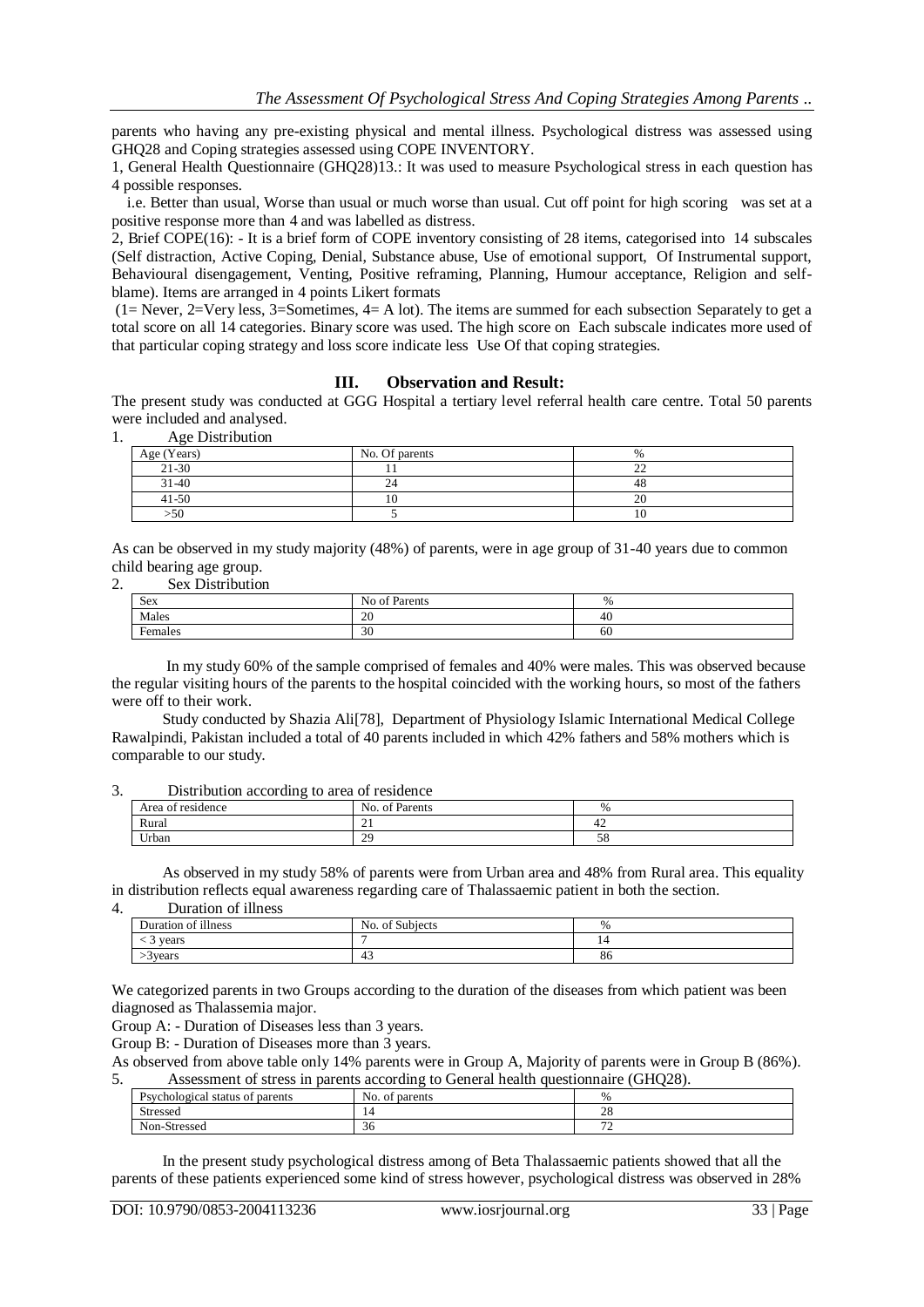parents who having any pre-existing physical and mental illness. Psychological distress was assessed using GHQ28 and Coping strategies assessed using COPE INVENTORY.

1, General Health Questionnaire (GHQ28)13.: It was used to measure Psychological stress in each question has 4 possible responses.

i.e. Better than usual, Worse than usual or much worse than usual. Cut off point for high scoring was set at a positive response more than 4 and was labelled as distress.

2, Brief COPE(16): - It is a brief form of COPE inventory consisting of 28 items, categorised into 14 subscales (Self distraction, Active Coping, Denial, Substance abuse, Use of emotional support, Of Instrumental support, Behavioural disengagement, Venting, Positive reframing, Planning, Humour acceptance, Religion and self-blame). Items are arranged in 4 points Likert formats

(1= Never, 2=Very less, 3=Sometimes, 4= A lot). The items are summed for each subsection Separately to get a total score on all 14 categories. Binary score was used. The high score on Each subscale indicates more used of that particular coping strategy and loss score indicate less Use Of that coping strategies.

## III. Observation and Result:

The present study was conducted at GGG Hospital a tertiary level referral health care centre. Total 50 parents were included and analysed.

1. Age Distribution

| Age (Years) | No. Of parents | % |
|---|---|---|
| 21-30 | 11 | 22 |
| 31-40 | 24 | 48 |
| 41-50 | 10 | 20 |
| >50 | 5 | 10 |

As can be observed in my study majority (48%) of parents, were in age group of 31-40 years due to common child bearing age group.

2. Sex Distribution

| Sex | No of Parents | % |
|---|---|---|
| Males | 20 | 40 |
| Females | 30 | 60 |

In my study 60% of the sample comprised of females and 40% were males. This was observed because the regular visiting hours of the parents to the hospital coincided with the working hours, so most of the fathers were off to their work.

Study conducted by Shazia Ali[78], Department of Physiology Islamic International Medical College Rawalpindi, Pakistan included a total of 40 parents included in which 42% fathers and 58% mothers which is comparable to our study.

3. Distribution according to area of residence

| Area of residence | No. of Parents | % |
|---|---|---|
| Rural | 21 | 42 |
| Urban | 29 | 58 |

As observed in my study 58% of parents were from Urban area and 48% from Rural area. This equality in distribution reflects equal awareness regarding care of Thalassaemic patient in both the section.

4. Duration of illness

| Duration of illness | No. of Subjects | % |
|---|---|---|
| < 3 years | 7 | 14 |
| >3years | 43 | 86 |

We categorized parents in two Groups according to the duration of the diseases from which patient was been diagnosed as Thalassemia major.

Group A: - Duration of Diseases less than 3 years.

Group B: - Duration of Diseases more than 3 years.

As observed from above table only 14% parents were in Group A, Majority of parents were in Group B (86%).

5. Assessment of stress in parents according to General health questionnaire (GHQ28).

| Psychological status of parents | No. of parents | % |
|---|---|---|
| Stressed | 14 | 28 |
| Non-Stressed | 36 | 72 |

In the present study psychological distress among of Beta Thalassaemic patients showed that all the parents of these patients experienced some kind of stress however, psychological distress was observed in 28%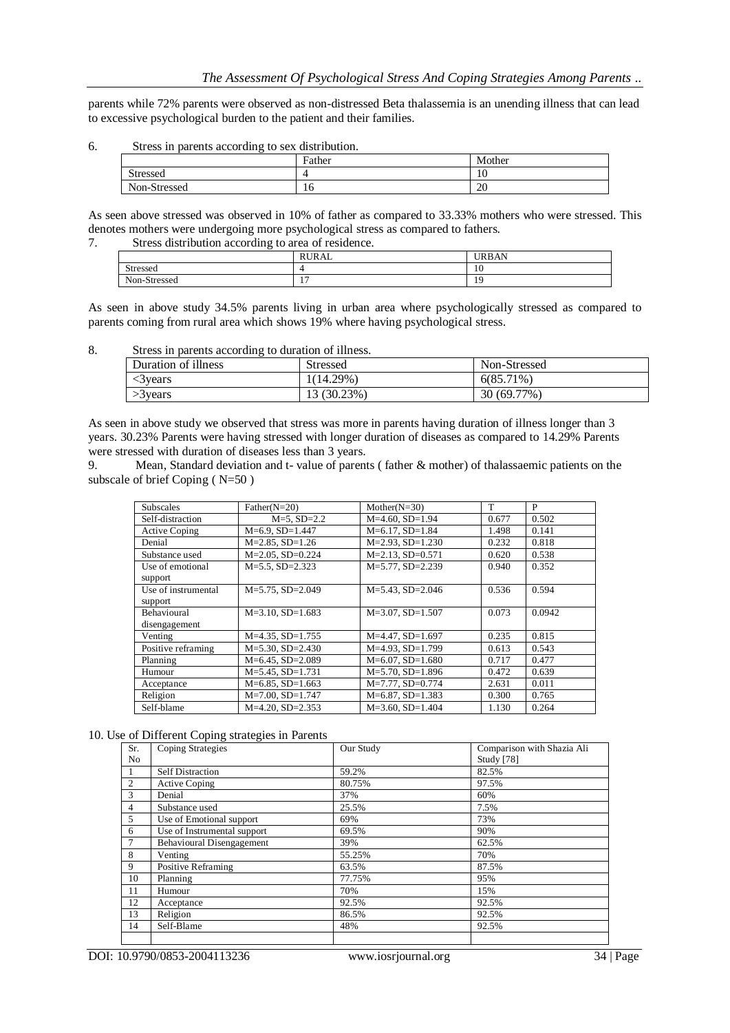parents while 72% parents were observed as non-distressed Beta thalassemia is an unending illness that can lead to excessive psychological burden to the patient and their families.

6. Stress in parents according to sex distribution.

| | Father | Mother |
|---|---|---|
| Stressed | 4 | 10 |
| Non-Stressed | 16 | 20 |

As seen above stressed was observed in 10% of father as compared to 33.33% mothers who were stressed. This denotes mothers were undergoing more psychological stress as compared to fathers.

7. Stress distribution according to area of residence.

| | RURAL | URBAN |
|---|---|---|
| Stressed | 4 | 10 |
| Non-Stressed | 17 | 19 |

As seen in above study 34.5% parents living in urban area where psychologically stressed as compared to parents coming from rural area which shows 19% where having psychological stress.

8. Stress in parents according to duration of illness.

| Duration of illness | Stressed | Non-Stressed |
|---|---|---|
| <3years | 1(14.29%) | 6(85.71%) |
| >3years | 13 (30.23%) | 30 (69.77%) |

As seen in above study we observed that stress was more in parents having duration of illness longer than 3 years. 30.23% Parents were having stressed with longer duration of diseases as compared to 14.29% Parents were stressed with duration of diseases less than 3 years.

9. Mean, Standard deviation and t- value of parents ( father & mother) of thalassaemic patients on the subscale of brief Coping ( N=50 )

| Subscales | Father(N=20) | Mother(N=30) | T | P |
|---|---|---|---|---|
| Self-distraction | M=5, SD=2.2 | M=4.60, SD=1.94 | 0.677 | 0.502 |
| Active Coping | M=6.9, SD=1.447 | M=6.17, SD=1.84 | 1.498 | 0.141 |
| Denial | M=2.85, SD=1.26 | M=2.93, SD=1.230 | 0.232 | 0.818 |
| Substance used | M=2.05, SD=0.224 | M=2.13, SD=0.571 | 0.620 | 0.538 |
| Use of emotional support | M=5.5, SD=2.323 | M=5.77, SD=2.239 | 0.940 | 0.352 |
| Use of instrumental support | M=5.75, SD=2.049 | M=5.43, SD=2.046 | 0.536 | 0.594 |
| Behavioural disengagement | M=3.10, SD=1.683 | M=3.07, SD=1.507 | 0.073 | 0.0942 |
| Venting | M=4.35, SD=1.755 | M=4.47, SD=1.697 | 0.235 | 0.815 |
| Positive reframing | M=5.30, SD=2.430 | M=4.93, SD=1.799 | 0.613 | 0.543 |
| Planning | M=6.45, SD=2.089 | M=6.07, SD=1.680 | 0.717 | 0.477 |
| Humour | M=5.45, SD=1.731 | M=5.70, SD=1.896 | 0.472 | 0.639 |
| Acceptance | M=6.85, SD=1.663 | M=7.77, SD=0.774 | 2.631 | 0.011 |
| Religion | M=7.00, SD=1.747 | M=6.87, SD=1.383 | 0.300 | 0.765 |
| Self-blame | M=4.20, SD=2.353 | M=3.60, SD=1.404 | 1.130 | 0.264 |

10. Use of Different Coping strategies in Parents

| Sr. No | Coping Strategies | Our Study | Comparison with Shazia Ali Study [78] |
|---|---|---|---|
| 1 | Self Distraction | 59.2% | 82.5% |
| 2 | Active Coping | 80.75% | 97.5% |
| 3 | Denial | 37% | 60% |
| 4 | Substance used | 25.5% | 7.5% |
| 5 | Use of Emotional support | 69% | 73% |
| 6 | Use of Instrumental support | 69.5% | 90% |
| 7 | Behavioural Disengagement | 39% | 62.5% |
| 8 | Venting | 55.25% | 70% |
| 9 | Positive Reframing | 63.5% | 87.5% |
| 10 | Planning | 77.75% | 95% |
| 11 | Humour | 70% | 15% |
| 12 | Acceptance | 92.5% | 92.5% |
| 13 | Religion | 86.5% | 92.5% |
| 14 | Self-Blame | 48% | 92.5% |
| | | | |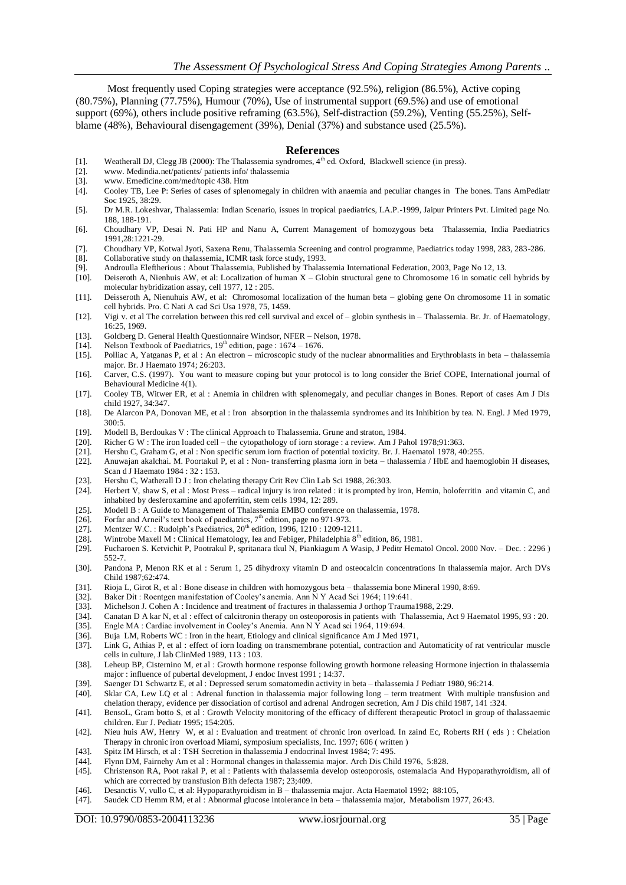Most frequently used Coping strategies were acceptance (92.5%), religion (86.5%), Active coping (80.75%), Planning (77.75%), Humour (70%), Use of instrumental support (69.5%) and use of emotional support (69%), others include positive reframing (63.5%), Self-distraction (59.2%), Venting (55.25%), Self-blame (48%), Behavioural disengagement (39%), Denial (37%) and substance used (25.5%).

## References

[1]. Weatherall DJ, Clegg JB (2000): The Thalassemia syndromes, 4th ed. Oxford, Blackwell science (in press).
[2]. www. Medindia.net/patients/ patients info/ thalassemia
[3]. www. Emedicine.com/med/topic 438. Htm
[4]. Cooley TB, Lee P: Series of cases of splenomegaly in children with anaemia and peculiar changes in The bones. Tans AmPediatr Soc 1925, 38:29.
[5]. Dr M.R. Lokeshvar, Thalassemia: Indian Scenario, issues in tropical paediatrics, I.A.P.-1999, Jaipur Printers Pvt. Limited page No. 188, 188-191.
[6]. Choudhary VP, Desai N. Pati HP and Nanu A, Current Management of homozygous beta Thalassemia, India Paediatrics 1991,28:1221-29.
[7]. Choudhary VP, Kotwal Jyoti, Saxena Renu, Thalassemia Screening and control programme, Paediatrics today 1998, 283, 283-286.
[8]. Collaborative study on thalassemia, ICMR task force study, 1993.
[9]. Androulla Eleftherious : About Thalassemia, Published by Thalassemia International Federation, 2003, Page No 12, 13.
[10]. Deiseroth A, Nienhuis AW, et al: Localization of human X – Globin structural gene to Chromosome 16 in somatic cell hybrids by molecular hybridization assay, cell 1977, 12 : 205.
[11]. Deisseroth A, Nienuhuis AW, et al: Chromosomal localization of the human beta – globing gene On chromosome 11 in somatic cell hybrids. Pro. C Nati A cad Sci Usa 1978, 75, 1459.
[12]. Vigi v. et al The correlation between this red cell survival and excel of – globin synthesis in – Thalassemia. Br. Jr. of Haematology, 16:25, 1969.
[13]. Goldberg D. General Health Questionnaire Windsor, NFER – Nelson, 1978.
[14]. Nelson Textbook of Paediatrics, 19th edition, page : 1674 – 1676.
[15]. Polliac A, Yatganas P, et al : An electron – microscopic study of the nuclear abnormalities and Erythroblasts in beta – thalassemia major. Br. J Haemato 1974; 26:203.
[16]. Carver, C.S. (1997). You want to measure coping but your protocol is to long consider the Brief COPE, International journal of Behavioural Medicine 4(1).
[17]. Cooley TB, Witwer ER, et al : Anemia in children with splenomegaly, and peculiar changes in Bones. Report of cases Am J Dis child 1927, 34:347.
[18]. De Alarcon PA, Donovan ME, et al : Iron absorption in the thalassemia syndromes and its Inhibition by tea. N. Engl. J Med 1979, 300:5.
[19]. Modell B, Berdoukas V : The clinical Approach to Thalassemia. Grune and straton, 1984.
[20]. Richer G W : The iron loaded cell – the cytopathology of iorn storage : a review. Am J Pahol 1978;91:363.
[21]. Hershu C, Graham G, et al : Non specific serum iorn fraction of potential toxicity. Br. J. Haematol 1978, 40:255.
[22]. Anuwajan akalchai. M. Poortakul P, et al : Non- transferring plasma iorn in beta – thalassemia / HbE and haemoglobin H diseases, Scan d J Haemato 1984 : 32 : 153.
[23]. Hershu C, Watherall D J : Iron chelating therapy Crit Rev Clin Lab Sci 1988, 26:303.
[24]. Herbert V, shaw S, et al : Most Press – radical injury is iron related : it is prompted by iron, Hemin, holoferritin and vitamin C, and inhabited by desferoxamine and apoferritin, stem cells 1994, 12: 289.
[25]. Modell B : A Guide to Management of Thalassemia EMBO conference on thalassemia, 1978.
[26]. Forfar and Arneil's text book of paediatrics, 7th edition, page no 971-973.
[27]. Mentzer W.C. : Rudolph's Paediatrics, 20th edition, 1996, 1210 : 1209-1211.
[28]. Wintrobe Maxell M : Clinical Hematology, lea and Febiger, Philadelphia 8th edition, 86, 1981.
[29]. Fucharoen S. Ketvichit P, Pootrakul P, spritanara tkul N, Piankiagum A Wasip, J Peditr Hematol Oncol. 2000 Nov. – Dec. : 2296 ) 552-7.
[30]. Pandona P, Menon RK et al : Serum 1, 25 dihydroxy vitamin D and osteocalcin concentrations In thalassemia major. Arch DVs Child 1987;62:474.
[31]. Rioja L, Girot R, et al : Bone disease in children with homozygous beta – thalassemia bone Mineral 1990, 8:69.
[32]. Baker Dit : Roentgen manifestation of Cooley's anemia. Ann N Y Acad Sci 1964; 119:641.
[33]. Michelson J. Cohen A : Incidence and treatment of fractures in thalassemia J orthop Trauma1988, 2:29.
[34]. Canatan D A kar N, et al : effect of calcitronin therapy on osteoporosis in patients with Thalassemia, Act 9 Haematol 1995, 93 : 20.
[35]. Engle MA : Cardiac involvement in Cooley's Anemia. Ann N Y Acad sci 1964, 119:694.
[36]. Buja LM, Roberts WC : Iron in the heart, Etiology and clinical significance Am J Med 1971,
[37]. Link G, Athias P, et al : effect of iorn loading on transmembrane potential, contraction and Automaticity of rat ventricular muscle cells in culture, J lab ClinMed 1989, 113 : 103.
[38]. Leheup BP, Cisternino M, et al : Growth hormone response following growth hormone releasing Hormone injection in thalassemia major : influence of pubertal development, J endoc Invest 1991 ; 14:37.
[39]. Saenger D1 Schwartz E, et al : Depressed serum somatomedin activity in beta – thalassemia J Pediatr 1980, 96:214.
[40]. Sklar CA, Lew LQ et al : Adrenal function in thalassemia major following long – term treatment With multiple transfusion and chelation therapy, evidence per dissociation of cortisol and adrenal Androgen secretion, Am J Dis child 1987, 141 :324.
[41]. BensoL, Gram botto S, et al : Growth Velocity monitoring of the efficacy of different therapeutic Protocl in group of thalassaemic children. Eur J. Pediatr 1995; 154:205.
[42]. Nieu huis AW, Henry W, et al : Evaluation and treatment of chronic iron overload. In zaind Ec, Roberts RH ( eds ) : Chelation Therapy in chronic iron overload Miami, symposium specialists, Inc. 1997; 606 ( written )
[43]. Spitz IM Hirsch, et al : TSH Secretion in thalassemia J endocrinal Invest 1984; 7: 495.
[44]. Flynn DM, Fairnehy Am et al : Hormonal changes in thalassemia major. Arch Dis Child 1976, 5:828.
[45]. Christenson RA, Poot rakal P, et al : Patients with thalassemia develop osteoporosis, ostemalacia And Hypoparathyroidism, all of which are corrected by transfusion Bith defecta 1987; 23;409.
[46]. Desanctis V, vullo C, et al: Hypoparathyroidism in B – thalassemia major. Acta Haematol 1992; 88:105,
[47]. Saudek CD Hemm RM, et al : Abnormal glucose intolerance in beta – thalassemia major, Metabolism 1977, 26:43.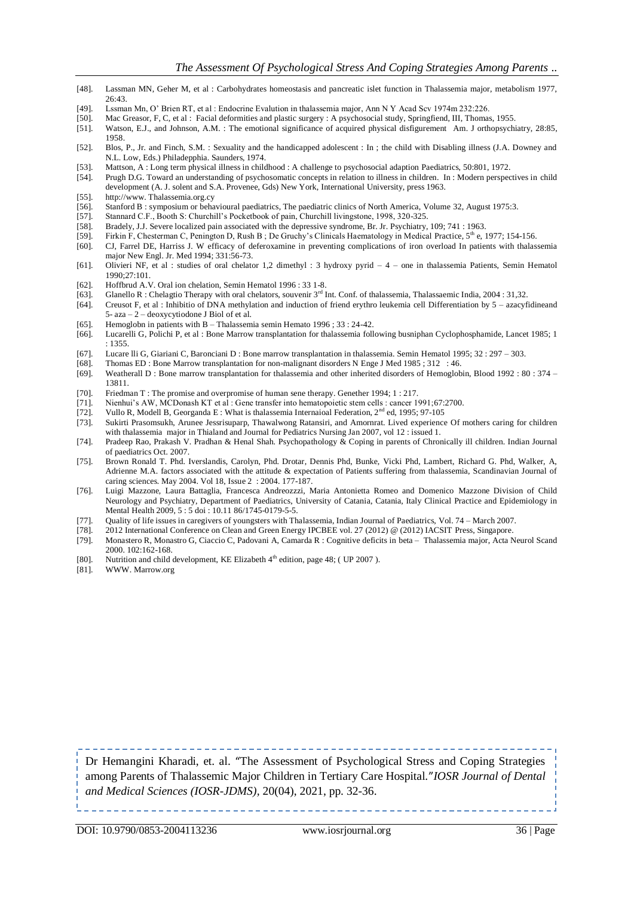[48]. Lassman MN, Geher M, et al : Carbohydrates homeostasis and pancreatic islet function in Thalassemia major, metabolism 1977, 26:43.

[49]. Lssman Mn, O' Brien RT, et al : Endocrine Evalution in thalassemia major, Ann N Y Acad Scv 1974m 232:226.

[50]. Mac Greasor, F, C, et al : Facial deformities and plastic surgery : A psychosocial study, Springfiend, III, Thomas, 1955.

[51]. Watson, E.J., and Johnson, A.M. : The emotional significance of acquired physical disfigurement Am. J orthopsychiatry, 28:85, 1958.

[52]. Blos, P., Jr. and Finch, S.M. : Sexuality and the handicapped adolescent : In ; the child with Disabling illness (J.A. Downey and N.L. Low, Eds.) Philadepphia. Saunders, 1974.

[53]. Mattson, A : Long term physical illness in childhood : A challenge to psychosocial adaption Paediatrics, 50:801, 1972.

[54]. Prugh D.G. Toward an understanding of psychosomatic concepts in relation to illness in children. In : Modern perspectives in child development (A. J. solent and S.A. Provenee, Gds) New York, International University, press 1963.

[55]. http://www. Thalassemia.org.cy

[56]. Stanford B : symposium or behavioural paediatrics, The paediatric clinics of North America, Volume 32, August 1975:3.

[57]. Stannard C.F., Booth S: Churchill's Pocketbook of pain, Churchill livingstone, 1998, 320-325.

[58]. Bradely, J.J. Severe localized pain associated with the depressive syndrome, Br. Jr. Psychiatry, 109; 741 : 1963.

[59]. Firkin F, Chesterman C, Penington D, Rush B ; De Gruchy's Clinicals Haematology in Medical Practice, 5th e, 1977; 154-156.

[60]. CJ, Farrel DE, Harriss J. W efficacy of deferoxamine in preventing complications of iron overload In patients with thalassemia major New Engl. Jr. Med 1994; 331:56-73.

[61]. Olivieri NF, et al : studies of oral chelator 1,2 dimethyl : 3 hydroxy pyrid – 4 – one in thalassemia Patients, Semin Hematol 1990;27:101.

[62]. Hoffbrud A.V. Oral ion chelation, Semin Hematol 1996 : 33 1-8.

[63]. Glanello R : Chelagtio Therapy with oral chelators, souvenir 3rd Int. Conf. of thalassemia, Thalassaemic India, 2004 : 31,32.

[64]. Creusot F, et al : Inhibitio of DNA methylation and induction of friend erythro leukemia cell Differentiation by 5 – azacyfidineand 5- aza – 2 – deoxycytiodone J Biol of et al.

[65]. Hemoglobn in patients with B – Thalassemia semin Hemato 1996 ; 33 : 24-42.

[66]. Lucarelli G, Polichi P, et al : Bone Marrow transplantation for thalassemia following busniphan Cyclophosphamide, Lancet 1985; 1 : 1355.

[67]. Lucare lli G, Giariani C, Baronciani D : Bone marrow transplantation in thalassemia. Semin Hematol 1995; 32 : 297 – 303.

[68]. Thomas ED : Bone Marrow transplantation for non-malignant disorders N Enge J Med 1985 ; 312 : 46.

[69]. Weatherall D : Bone marrow transplantation for thalassemia and other inherited disorders of Hemoglobin, Blood 1992 : 80 : 374 – 13811.

[70]. Friedman T : The promise and overpromise of human sene therapy. Genether 1994; 1 : 217.

[71]. Nienhui's AW, MCDonash KT et al : Gene transfer into hematopoietic stem cells : cancer 1991;67:2700.

[72]. Vullo R, Modell B, Georganda E : What is thalassemia Internaioal Federation, 2nd ed, 1995; 97-105

[73]. Sukirti Prasomsukh, Arunee Jessrisuparp, Thawalwong Ratansiri, and Amornrat. Lived experience Of mothers caring for children with thalassemia major in Thialand and Journal for Pediatrics Nursing Jan 2007, vol 12 : issued 1.

[74]. Pradeep Rao, Prakash V. Pradhan & Henal Shah. Psychopathology & Coping in parents of Chronically ill children. Indian Journal of paediatrics Oct. 2007.

[75]. Brown Ronald T. Phd. Iverslandis, Carolyn, Phd. Drotar, Dennis Phd, Bunke, Vicki Phd, Lambert, Richard G. Phd, Walker, A, Adrienne M.A. factors associated with the attitude & expectation of Patients suffering from thalassemia, Scandinavian Journal of caring sciences. May 2004. Vol 18, Issue 2 : 2004. 177-187.

[76]. Luigi Mazzone, Laura Battaglia, Francesca Andreozzzi, Maria Antonietta Romeo and Domenico Mazzone Division of Child Neurology and Psychiatry, Department of Paediatrics, University of Catania, Catania, Italy Clinical Practice and Epidemiology in Mental Health 2009, 5 : 5 doi : 10.11 86/1745-0179-5-5.

[77]. Quality of life issues in caregivers of youngsters with Thalassemia, Indian Journal of Paediatrics, Vol. 74 – March 2007.

[78]. 2012 International Conference on Clean and Green Energy IPCBEE vol. 27 (2012) @ (2012) IACSIT Press, Singapore.

[79]. Monastero R, Monastro G, Ciaccio C, Padovani A, Camarda R : Cognitive deficits in beta – Thalassemia major, Acta Neurol Scand 2000. 102:162-168.

[80]. Nutrition and child development, KE Elizabeth 4th edition, page 48; ( UP 2007 ).

[81]. WWW. Marrow.org

Dr Hemangini Kharadi, et. al. "The Assessment of Psychological Stress and Coping Strategies among Parents of Thalassemic Major Children in Tertiary Care Hospital."*IOSR Journal of Dental and Medical Sciences (IOSR-JDMS)*, 20(04), 2021, pp. 32-36.